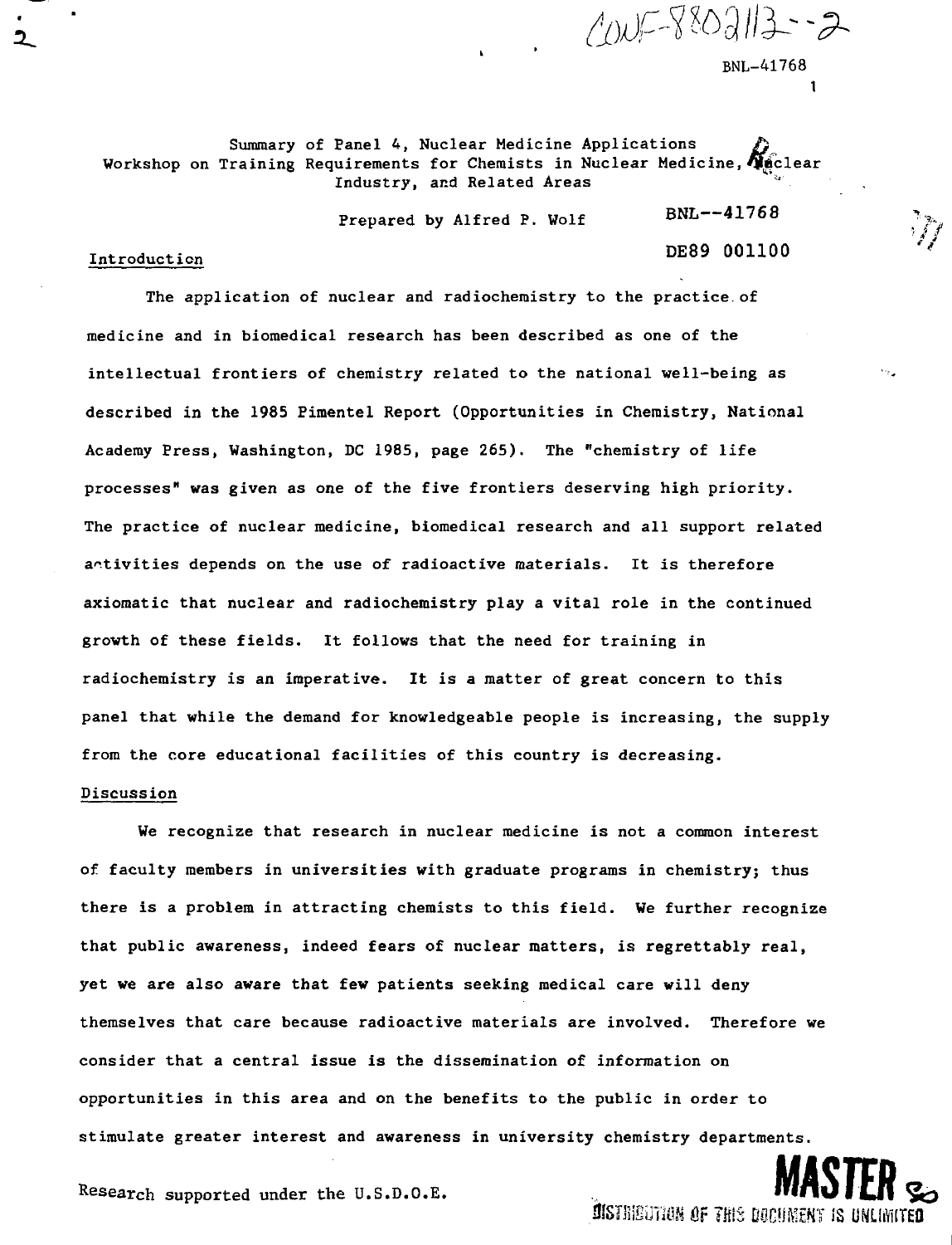CONF-8802113--2

BNL-41768

Summary of Panel 4, Nuclear Medicine Applications
Workshop on Training Requirements for Chemists in Nuclear Medicine, Nuclear Industry, and Related Areas

Prepared by Alfred P. Wolf

BNL--41768

DE89 001100

## Introduction

The application of nuclear and radiochemistry to the practice of medicine and in biomedical research has been described as one of the intellectual frontiers of chemistry related to the national well-being as described in the 1985 Pimentel Report (Opportunities in Chemistry, National Academy Press, Washington, DC 1985, page 265). The "chemistry of life processes" was given as one of the five frontiers deserving high priority. The practice of nuclear medicine, biomedical research and all support related activities depends on the use of radioactive materials. It is therefore axiomatic that nuclear and radiochemistry play a vital role in the continued growth of these fields. It follows that the need for training in radiochemistry is an imperative. It is a matter of great concern to this panel that while the demand for knowledgeable people is increasing, the supply from the core educational facilities of this country is decreasing.

## Discussion

We recognize that research in nuclear medicine is not a common interest of faculty members in universities with graduate programs in chemistry; thus there is a problem in attracting chemists to this field. We further recognize that public awareness, indeed fears of nuclear matters, is regrettably real, yet we are also aware that few patients seeking medical care will deny themselves that care because radioactive materials are involved. Therefore we consider that a central issue is the dissemination of information on opportunities in this area and on the benefits to the public in order to stimulate greater interest and awareness in university chemistry departments.

Research supported under the U.S.D.O.E.

MASTER

DISTRIBUTION OF THIS DOCUMENT IS UNLIMITED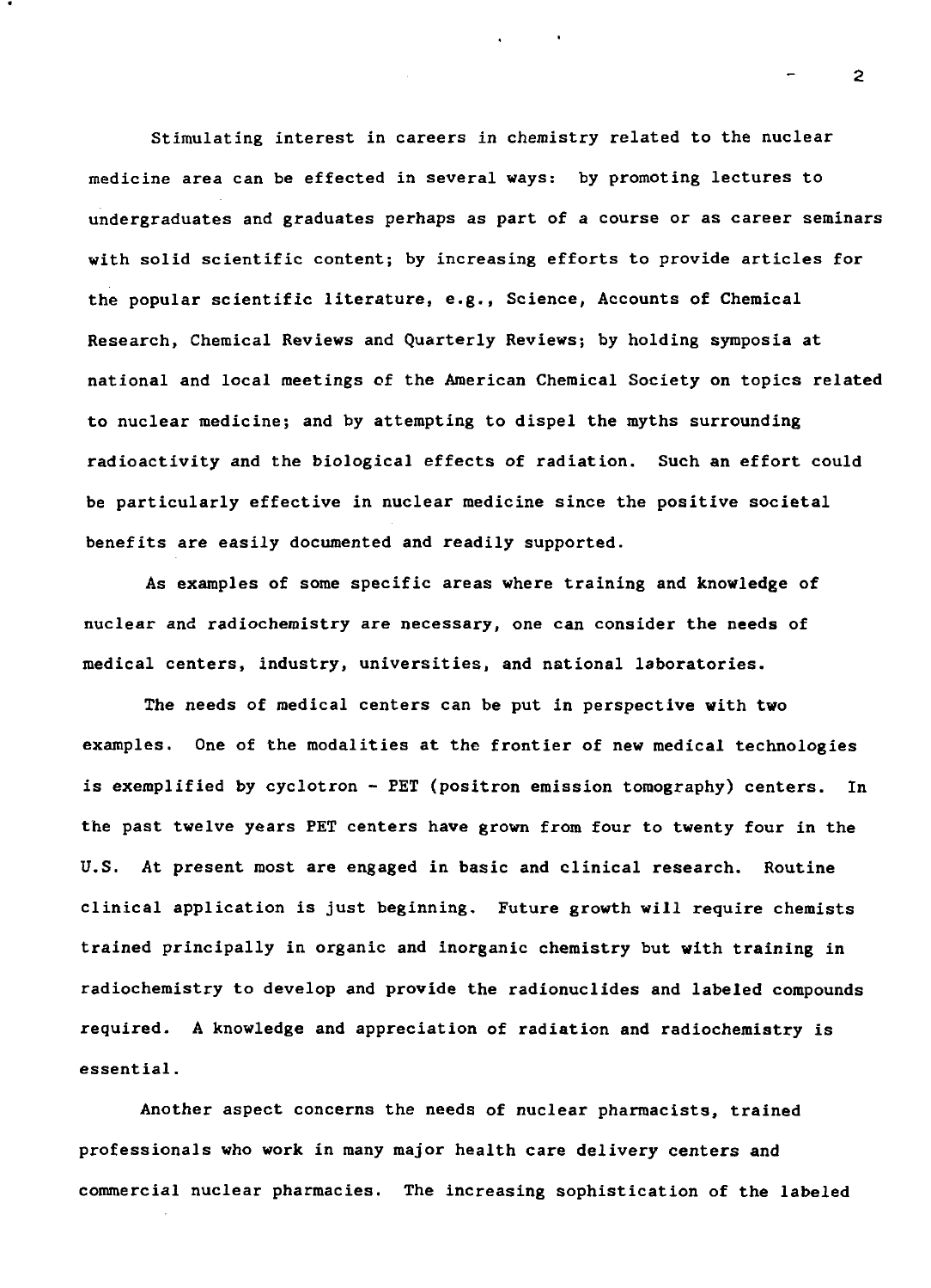Stimulating interest in careers in chemistry related to the nuclear medicine area can be effected in several ways: by promoting lectures to undergraduates and graduates perhaps as part of a course or as career seminars with solid scientific content; by increasing efforts to provide articles for the popular scientific literature, e.g., Science, Accounts of Chemical Research, Chemical Reviews and Quarterly Reviews; by holding symposia at national and local meetings of the American Chemical Society on topics related to nuclear medicine; and by attempting to dispel the myths surrounding radioactivity and the biological effects of radiation. Such an effort could be particularly effective in nuclear medicine since the positive societal benefits are easily documented and readily supported.

As examples of some specific areas where training and knowledge of nuclear and radiochemistry are necessary, one can consider the needs of medical centers, industry, universities, and national laboratories.

The needs of medical centers can be put in perspective with two examples. One of the modalities at the frontier of new medical technologies is exemplified by cyclotron - PET (positron emission tomography) centers. In the past twelve years PET centers have grown from four to twenty four in the U.S. At present most are engaged in basic and clinical research. Routine clinical application is just beginning. Future growth will require chemists trained principally in organic and inorganic chemistry but with training in radiochemistry to develop and provide the radionuclides and labeled compounds required. A knowledge and appreciation of radiation and radiochemistry is essential.

Another aspect concerns the needs of nuclear pharmacists, trained professionals who work in many major health care delivery centers and commercial nuclear pharmacies. The increasing sophistication of the labeled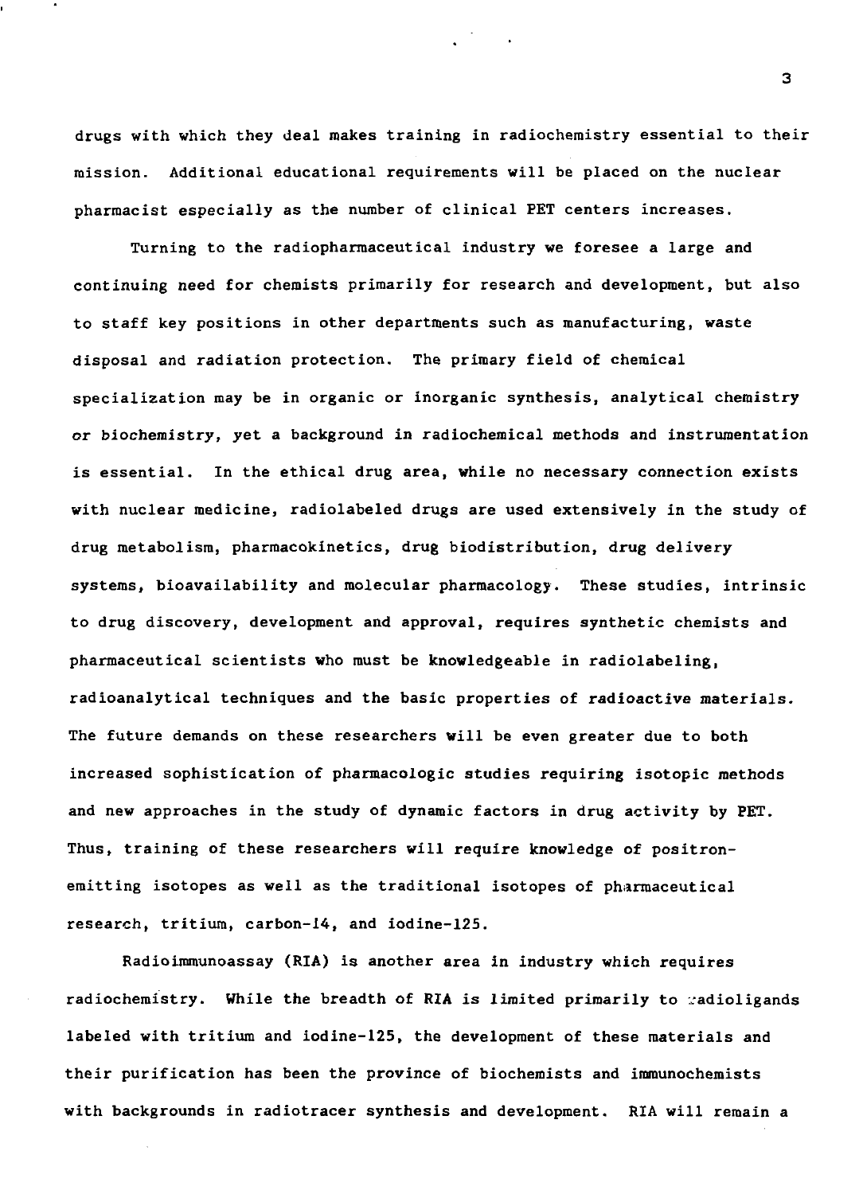drugs with which they deal makes training in radiochemistry essential to their mission. Additional educational requirements will be placed on the nuclear pharmacist especially as the number of clinical PET centers increases.

Turning to the radiopharmaceutical industry we foresee a large and continuing need for chemists primarily for research and development, but also to staff key positions in other departments such as manufacturing, waste disposal and radiation protection. The primary field of chemical specialization may be in organic or inorganic synthesis, analytical chemistry or biochemistry, yet a background in radiochemical methods and instrumentation is essential. In the ethical drug area, while no necessary connection exists with nuclear medicine, radiolabeled drugs are used extensively in the study of drug metabolism, pharmacokinetics, drug biodistribution, drug delivery systems, bioavailability and molecular pharmacology. These studies, intrinsic to drug discovery, development and approval, requires synthetic chemists and pharmaceutical scientists who must be knowledgeable in radiolabeling, radioanalytical techniques and the basic properties of radioactive materials. The future demands on these researchers will be even greater due to both increased sophistication of pharmacologic studies requiring isotopic methods and new approaches in the study of dynamic factors in drug activity by PET. Thus, training of these researchers will require knowledge of positron-emitting isotopes as well as the traditional isotopes of pharmaceutical research, tritium, carbon-14, and iodine-125.

Radioimmunoassay (RIA) is another area in industry which requires radiochemistry. While the breadth of RIA is limited primarily to radioligands labeled with tritium and iodine-125, the development of these materials and their purification has been the province of biochemists and immunochemists with backgrounds in radiotracer synthesis and development. RIA will remain a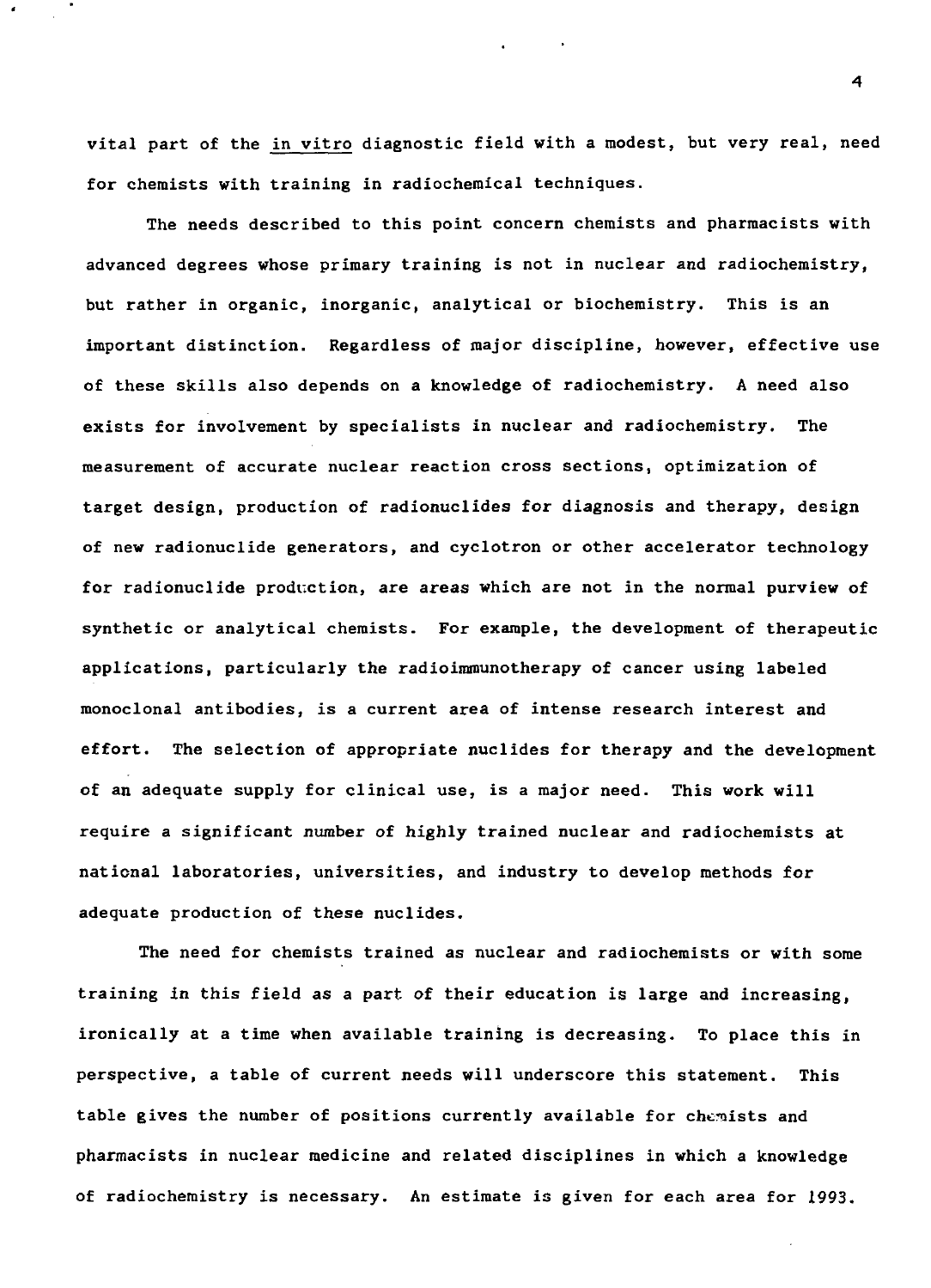vital part of the *in vitro* diagnostic field with a modest, but very real, need for chemists with training in radiochemical techniques.

The needs described to this point concern chemists and pharmacists with advanced degrees whose primary training is not in nuclear and radiochemistry, but rather in organic, inorganic, analytical or biochemistry. This is an important distinction. Regardless of major discipline, however, effective use of these skills also depends on a knowledge of radiochemistry. A need also exists for involvement by specialists in nuclear and radiochemistry. The measurement of accurate nuclear reaction cross sections, optimization of target design, production of radionuclides for diagnosis and therapy, design of new radionuclide generators, and cyclotron or other accelerator technology for radionuclide production, are areas which are not in the normal purview of synthetic or analytical chemists. For example, the development of therapeutic applications, particularly the radioimmunotherapy of cancer using labeled monoclonal antibodies, is a current area of intense research interest and effort. The selection of appropriate nuclides for therapy and the development of an adequate supply for clinical use, is a major need. This work will require a significant number of highly trained nuclear and radiochemists at national laboratories, universities, and industry to develop methods for adequate production of these nuclides.

The need for chemists trained as nuclear and radiochemists or with some training in this field as a part of their education is large and increasing, ironically at a time when available training is decreasing. To place this in perspective, a table of current needs will underscore this statement. This table gives the number of positions currently available for chemists and pharmacists in nuclear medicine and related disciplines in which a knowledge of radiochemistry is necessary. An estimate is given for each area for 1993.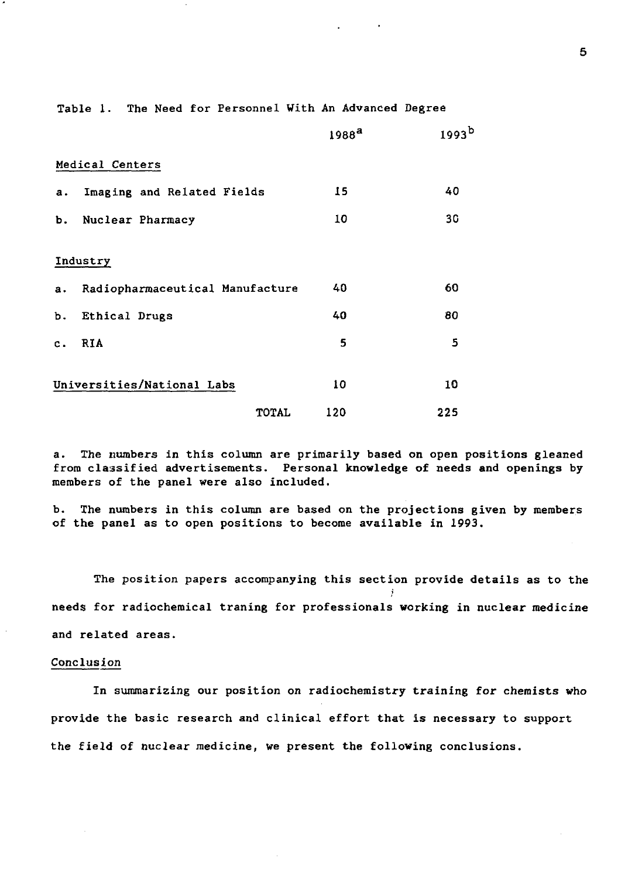Table 1. The Need for Personnel With An Advanced Degree

| | 1988[a] | 1993[b] |
|---|---|---|
| Medical Centers | | |
| a. Imaging and Related Fields | 15 | 40 |
| b. Nuclear Pharmacy | 10 | 30 |
| Industry | | |
| a. Radiopharmaceutical Manufacture | 40 | 60 |
| b. Ethical Drugs | 40 | 80 |
| c. RIA | 5 | 5 |
| Universities/National Labs | 10 | 10 |
| TOTAL | 120 | 225 |

a. The numbers in this column are primarily based on open positions gleaned from classified advertisements. Personal knowledge of needs and openings by members of the panel were also included.

b. The numbers in this column are based on the projections given by members of the panel as to open positions to become available in 1993.

The position papers accompanying this section provide details as to the needs for radiochemical traning for professionals working in nuclear medicine and related areas.

## Conclusion

In summarizing our position on radiochemistry training for chemists who provide the basic research and clinical effort that is necessary to support the field of nuclear medicine, we present the following conclusions.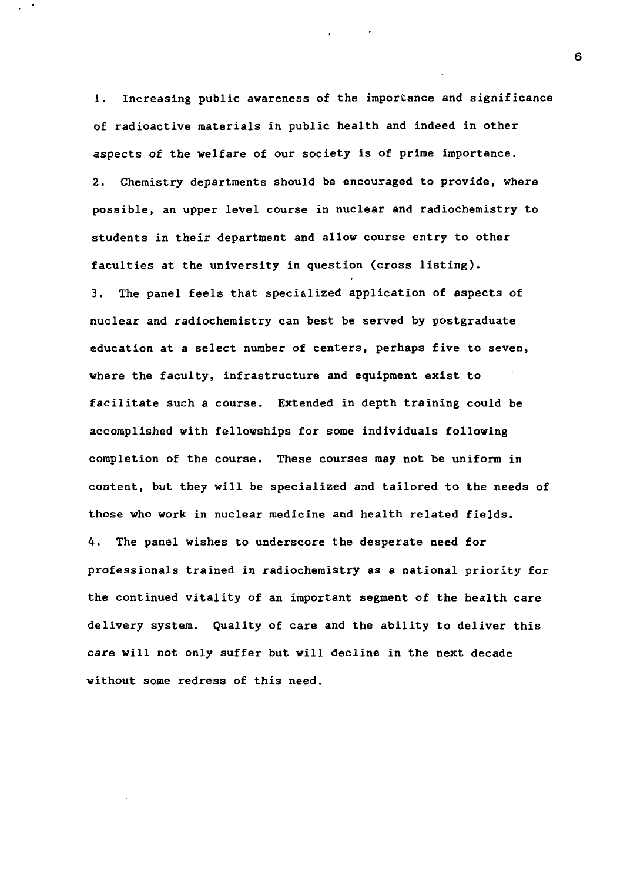1. Increasing public awareness of the importance and significance of radioactive materials in public health and indeed in other aspects of the welfare of our society is of prime importance.

2. Chemistry departments should be encouraged to provide, where possible, an upper level course in nuclear and radiochemistry to students in their department and allow course entry to other faculties at the university in question (cross listing).

3. The panel feels that specialized application of aspects of nuclear and radiochemistry can best be served by postgraduate education at a select number of centers, perhaps five to seven, where the faculty, infrastructure and equipment exist to facilitate such a course. Extended in depth training could be accomplished with fellowships for some individuals following completion of the course. These courses may not be uniform in content, but they will be specialized and tailored to the needs of those who work in nuclear medicine and health related fields.

4. The panel wishes to underscore the desperate need for professionals trained in radiochemistry as a national priority for the continued vitality of an important segment of the health care delivery system. Quality of care and the ability to deliver this care will not only suffer but will decline in the next decade without some redress of this need.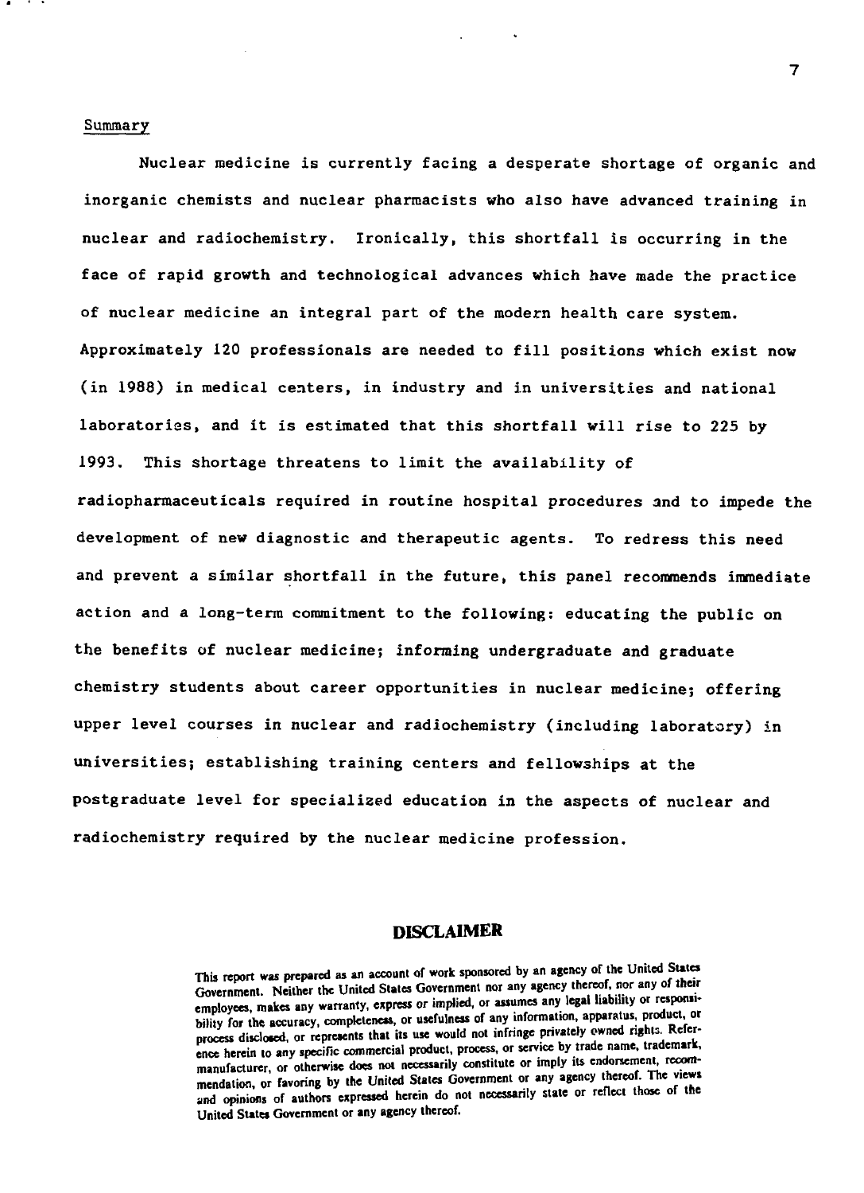## Summary

Nuclear medicine is currently facing a desperate shortage of organic and inorganic chemists and nuclear pharmacists who also have advanced training in nuclear and radiochemistry. Ironically, this shortfall is occurring in the face of rapid growth and technological advances which have made the practice of nuclear medicine an integral part of the modern health care system. Approximately 120 professionals are needed to fill positions which exist now (in 1988) in medical centers, in industry and in universities and national laboratories, and it is estimated that this shortfall will rise to 225 by 1993. This shortage threatens to limit the availability of radiopharmaceuticals required in routine hospital procedures and to impede the development of new diagnostic and therapeutic agents. To redress this need and prevent a similar shortfall in the future, this panel recommends immediate action and a long-term commitment to the following: educating the public on the benefits of nuclear medicine; informing undergraduate and graduate chemistry students about career opportunities in nuclear medicine; offering upper level courses in nuclear and radiochemistry (including laboratory) in universities; establishing training centers and fellowships at the postgraduate level for specialized education in the aspects of nuclear and radiochemistry required by the nuclear medicine profession.

## DISCLAIMER

This report was prepared as an account of work sponsored by an agency of the United States Government. Neither the United States Government nor any agency thereof, nor any of their employees, makes any warranty, express or implied, or assumes any legal liability or responsibility for the accuracy, completeness, or usefulness of any information, apparatus, product, or process disclosed, or represents that its use would not infringe privately owned rights. Reference herein to any specific commercial product, process, or service by trade name, trademark, manufacturer, or otherwise does not necessarily constitute or imply its endorsement, recommendation, or favoring by the United States Government or any agency thereof. The views and opinions of authors expressed herein do not necessarily state or reflect those of the United States Government or any agency thereof.